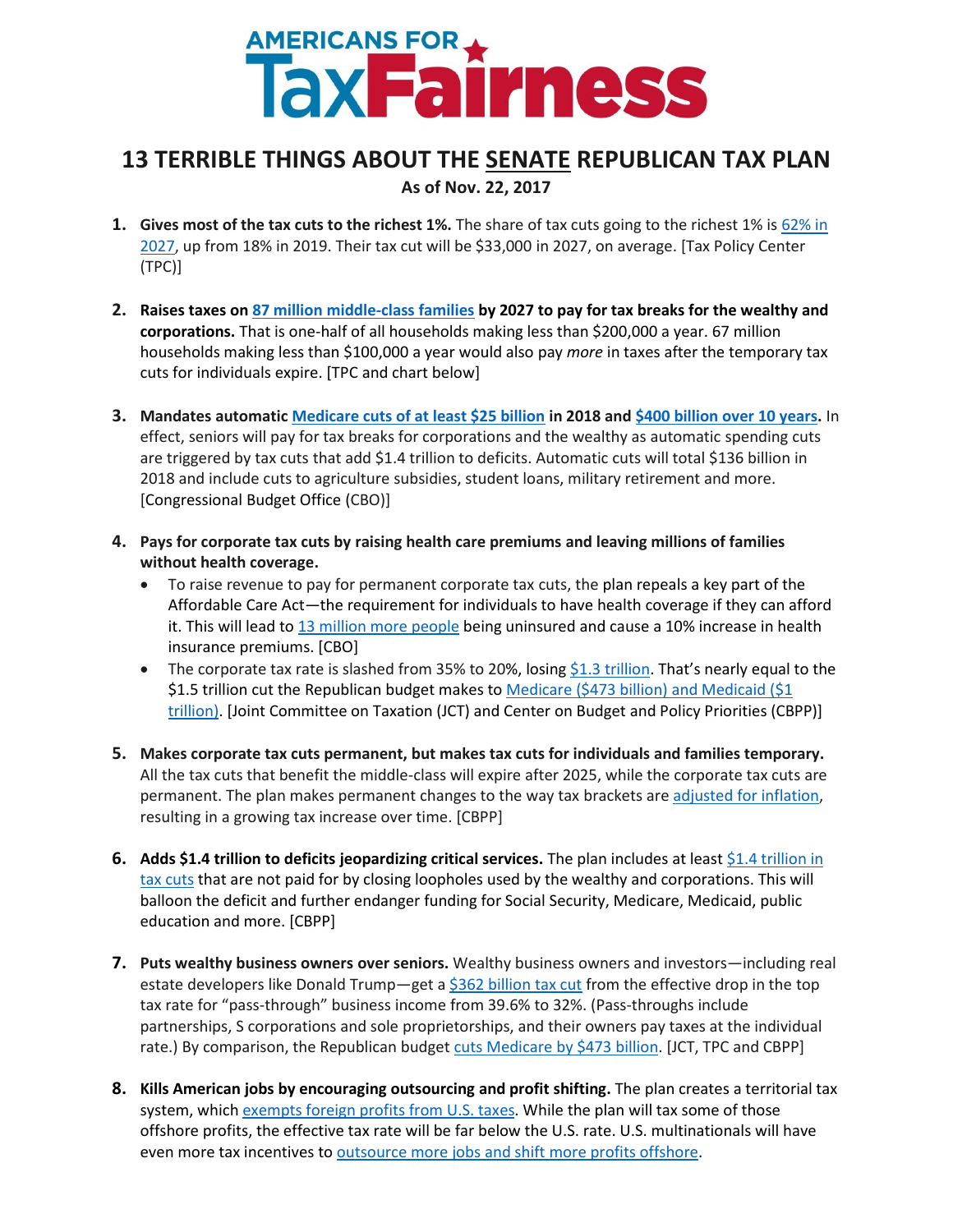# AMERICANS FOR TaxFairness

## 13 TERRIBLE THINGS ABOUT THE SENATE REPUBLICAN TAX PLAN

**As of Nov. 22, 2017**

1. **Gives most of the tax cuts to the richest 1%.** The share of tax cuts going to the richest 1% is 62% in 2027, up from 18% in 2019. Their tax cut will be $33,000 in 2027, on average. [Tax Policy Center (TPC)]

2. **Raises taxes on 87 million middle-class families by 2027 to pay for tax breaks for the wealthy and corporations.** That is one-half of all households making less than $200,000 a year. 67 million households making less than $100,000 a year would also pay *more* in taxes after the temporary tax cuts for individuals expire. [TPC and chart below]

3. **Mandates automatic Medicare cuts of at least $25 billion in 2018 and $400 billion over 10 years.** In effect, seniors will pay for tax breaks for corporations and the wealthy as automatic spending cuts are triggered by tax cuts that add $1.4 trillion to deficits. Automatic cuts will total $136 billion in 2018 and include cuts to agriculture subsidies, student loans, military retirement and more. [Congressional Budget Office (CBO)]

4. **Pays for corporate tax cuts by raising health care premiums and leaving millions of families without health coverage.**
   - To raise revenue to pay for permanent corporate tax cuts, the plan repeals a key part of the Affordable Care Act—the requirement for individuals to have health coverage if they can afford it. This will lead to 13 million more people being uninsured and cause a 10% increase in health insurance premiums. [CBO]
   - The corporate tax rate is slashed from 35% to 20%, losing $1.3 trillion. That's nearly equal to the $1.5 trillion cut the Republican budget makes to Medicare ($473 billion) and Medicaid ($1 trillion). [Joint Committee on Taxation (JCT) and Center on Budget and Policy Priorities (CBPP)]

5. **Makes corporate tax cuts permanent, but makes tax cuts for individuals and families temporary.** All the tax cuts that benefit the middle-class will expire after 2025, while the corporate tax cuts are permanent. The plan makes permanent changes to the way tax brackets are adjusted for inflation, resulting in a growing tax increase over time. [CBPP]

6. **Adds $1.4 trillion to deficits jeopardizing critical services.** The plan includes at least $1.4 trillion in tax cuts that are not paid for by closing loopholes used by the wealthy and corporations. This will balloon the deficit and further endanger funding for Social Security, Medicare, Medicaid, public education and more. [CBPP]

7. **Puts wealthy business owners over seniors.** Wealthy business owners and investors—including real estate developers like Donald Trump—get a $362 billion tax cut from the effective drop in the top tax rate for "pass-through" business income from 39.6% to 32%. (Pass-throughs include partnerships, S corporations and sole proprietorships, and their owners pay taxes at the individual rate.) By comparison, the Republican budget cuts Medicare by $473 billion. [JCT, TPC and CBPP]

8. **Kills American jobs by encouraging outsourcing and profit shifting.** The plan creates a territorial tax system, which exempts foreign profits from U.S. taxes. While the plan will tax some of those offshore profits, the effective tax rate will be far below the U.S. rate. U.S. multinationals will have even more tax incentives to outsource more jobs and shift more profits offshore.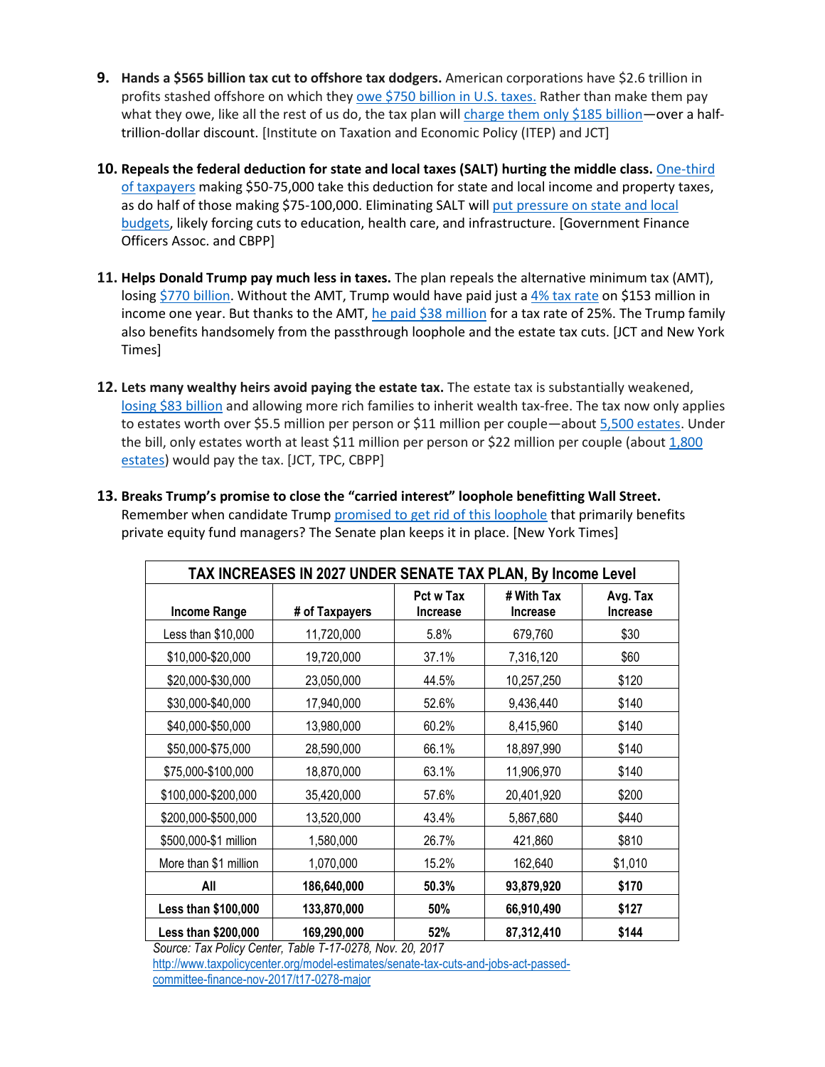9. **Hands a $565 billion tax cut to offshore tax dodgers.** American corporations have $2.6 trillion in profits stashed offshore on which they owe $750 billion in U.S. taxes. Rather than make them pay what they owe, like all the rest of us do, the tax plan will charge them only $185 billion—over a half-trillion-dollar discount. [Institute on Taxation and Economic Policy (ITEP) and JCT]

10. **Repeals the federal deduction for state and local taxes (SALT) hurting the middle class.** One-third of taxpayers making $50-75,000 take this deduction for state and local income and property taxes, as do half of those making $75-100,000. Eliminating SALT will put pressure on state and local budgets, likely forcing cuts to education, health care, and infrastructure. [Government Finance Officers Assoc. and CBPP]

11. **Helps Donald Trump pay much less in taxes.** The plan repeals the alternative minimum tax (AMT), losing $770 billion. Without the AMT, Trump would have paid just a 4% tax rate on $153 million in income one year. But thanks to the AMT, he paid $38 million for a tax rate of 25%. The Trump family also benefits handsomely from the passthrough loophole and the estate tax cuts. [JCT and New York Times]

12. **Lets many wealthy heirs avoid paying the estate tax.** The estate tax is substantially weakened, losing $83 billion and allowing more rich families to inherit wealth tax-free. The tax now only applies to estates worth over $5.5 million per person or $11 million per couple—about 5,500 estates. Under the bill, only estates worth at least $11 million per person or $22 million per couple (about 1,800 estates) would pay the tax. [JCT, TPC, CBPP]

13. **Breaks Trump's promise to close the "carried interest" loophole benefitting Wall Street.** Remember when candidate Trump promised to get rid of this loophole that primarily benefits private equity fund managers? The Senate plan keeps it in place. [New York Times]

**TAX INCREASES IN 2027 UNDER SENATE TAX PLAN, By Income Level**

| Income Range | # of Taxpayers | Pct w Tax Increase | # With Tax Increase | Avg. Tax Increase |
|---|---|---|---|---|
| Less than $10,000 | 11,720,000 | 5.8% | 679,760 | $30 |
| $10,000-$20,000 | 19,720,000 | 37.1% | 7,316,120 | $60 |
| $20,000-$30,000 | 23,050,000 | 44.5% | 10,257,250 | $120 |
| $30,000-$40,000 | 17,940,000 | 52.6% | 9,436,440 | $140 |
| $40,000-$50,000 | 13,980,000 | 60.2% | 8,415,960 | $140 |
| $50,000-$75,000 | 28,590,000 | 66.1% | 18,897,990 | $140 |
| $75,000-$100,000 | 18,870,000 | 63.1% | 11,906,970 | $140 |
| $100,000-$200,000 | 35,420,000 | 57.6% | 20,401,920 | $200 |
| $200,000-$500,000 | 13,520,000 | 43.4% | 5,867,680 | $440 |
| $500,000-$1 million | 1,580,000 | 26.7% | 421,860 | $810 |
| More than $1 million | 1,070,000 | 15.2% | 162,640 | $1,010 |
| **All** | **186,640,000** | **50.3%** | **93,879,920** | **$170** |
| **Less than $100,000** | **133,870,000** | **50%** | **66,910,490** | **$127** |
| **Less than $200,000** | **169,290,000** | **52%** | **87,312,410** | **$144** |

*Source: Tax Policy Center, Table T-17-0278, Nov. 20, 2017*
http://www.taxpolicycenter.org/model-estimates/senate-tax-cuts-and-jobs-act-passed-committee-finance-nov-2017/t17-0278-major